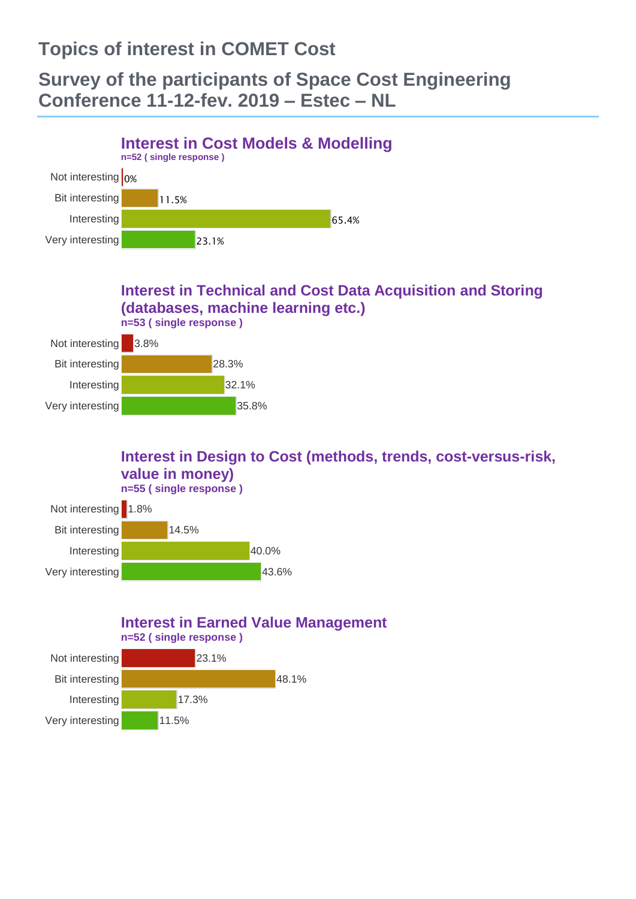# Topics of interest in COMET Cost

## Survey of the participants of Space Cost Engineering Conference 11-12-fev. 2019 – Estec – NL

### Interest in Cost Models & Modelling

n=52 ( single response )

| Response | Percentage |
|---|---|
| Not interesting | 0% |
| Bit interesting | 11.5% |
| Interesting | 65.4% |
| Very interesting | 23.1% |

### Interest in Technical and Cost Data Acquisition and Storing (databases, machine learning etc.)

n=53 ( single response )

| Response | Percentage |
|---|---|
| Not interesting | 3.8% |
| Bit interesting | 28.3% |
| Interesting | 32.1% |
| Very interesting | 35.8% |

### Interest in Design to Cost (methods, trends, cost-versus-risk, value in money)

n=55 ( single response )

| Response | Percentage |
|---|---|
| Not interesting | 1.8% |
| Bit interesting | 14.5% |
| Interesting | 40.0% |
| Very interesting | 43.6% |

### Interest in Earned Value Management

n=52 ( single response )

| Response | Percentage |
|---|---|
| Not interesting | 23.1% |
| Bit interesting | 48.1% |
| Interesting | 17.3% |
| Very interesting | 11.5% |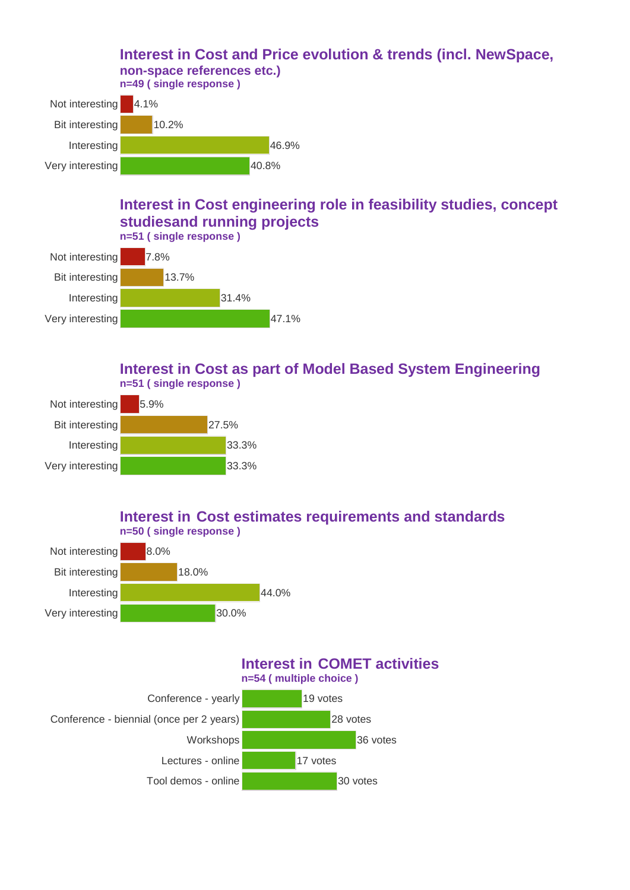## Interest in Cost and Price evolution & trends (incl. NewSpace, non-space references etc.)

**n=49 ( single response )**

Not interesting 4.1%
Bit interesting 10.2%
Interesting 46.9%
Very interesting 40.8%

## Interest in Cost engineering role in feasibility studies, concept studiesand running projects

**n=51 ( single response )**

Not interesting 7.8%
Bit interesting 13.7%
Interesting 31.4%
Very interesting 47.1%

## Interest in Cost as part of Model Based System Engineering

**n=51 ( single response )**

Not interesting 5.9%
Bit interesting 27.5%
Interesting 33.3%
Very interesting 33.3%

## Interest in Cost estimates requirements and standards

**n=50 ( single response )**

Not interesting 8.0%
Bit interesting 18.0%
Interesting 44.0%
Very interesting 30.0%

## Interest in COMET activities

**n=54 ( multiple choice )**

Conference - yearly 19 votes
Conference - biennial (once per 2 years) 28 votes
Workshops 36 votes
Lectures - online 17 votes
Tool demos - online 30 votes